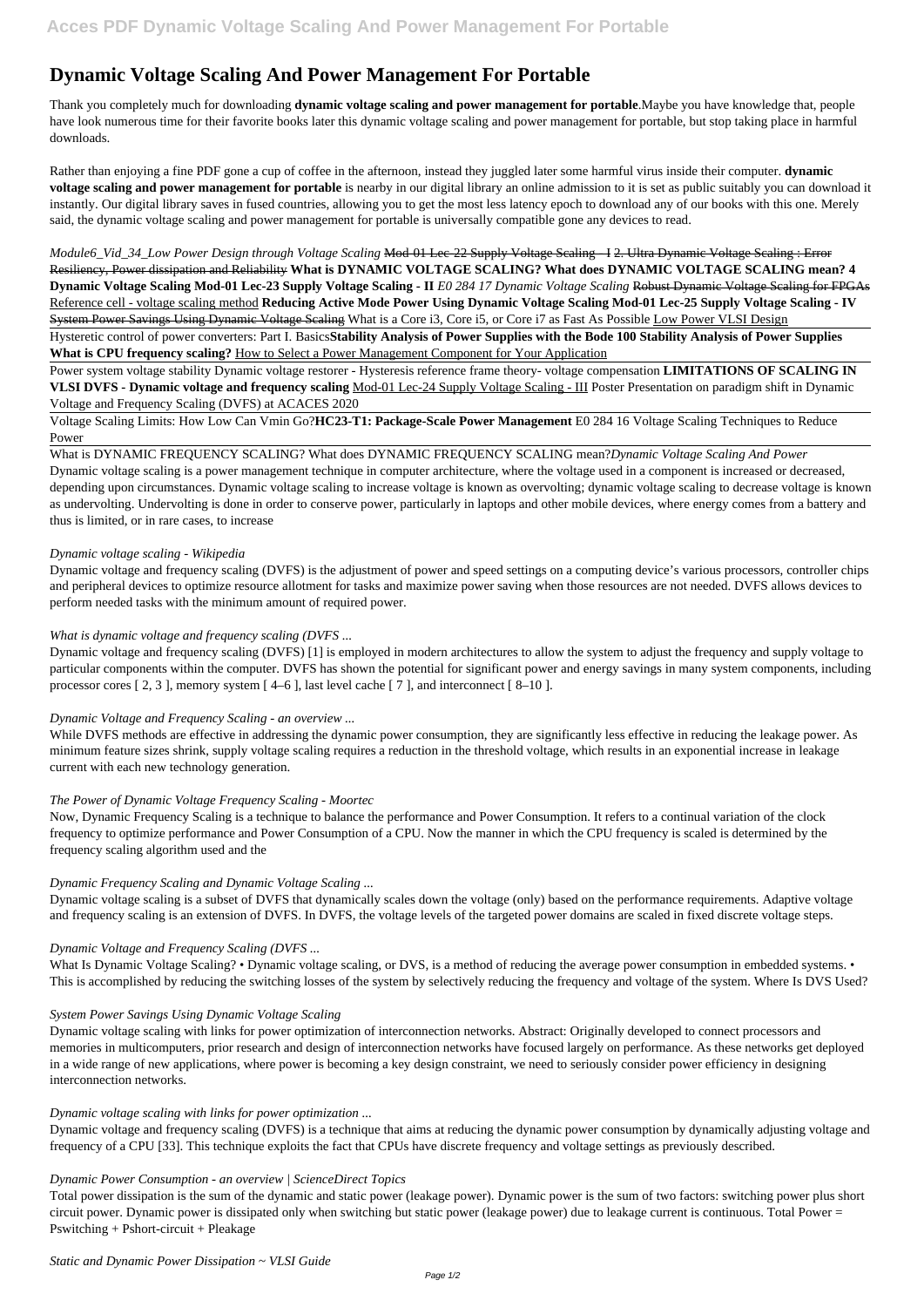# Dynamic Voltage Scaling And Power Management For Portable

Thank you completely much for downloading **dynamic voltage scaling and power management for portable**.Maybe you have knowledge that, people have look numerous time for their favorite books later this dynamic voltage scaling and power management for portable, but stop taking place in harmful downloads.

Rather than enjoying a fine PDF gone a cup of coffee in the afternoon, instead they juggled later some harmful virus inside their computer. **dynamic voltage scaling and power management for portable** is nearby in our digital library an online admission to it is set as public suitably you can download it instantly. Our digital library saves in fused countries, allowing you to get the most less latency epoch to download any of our books with this one. Merely said, the dynamic voltage scaling and power management for portable is universally compatible gone any devices to read.

*Module6_Vid_34_Low Power Design through Voltage Scaling* ~~Mod-01 Lec-22 Supply Voltage Scaling - I~~ ~~2. Ultra Dynamic Voltage Scaling : Error Resiliency, Power dissipation and Reliability~~ **What is DYNAMIC VOLTAGE SCALING? What does DYNAMIC VOLTAGE SCALING mean? 4 Dynamic Voltage Scaling Mod-01 Lec-23 Supply Voltage Scaling - II** *E0 284 17 Dynamic Voltage Scaling* ~~Robust Dynamic Voltage Scaling for FPGAs~~ Reference cell - voltage scaling method **Reducing Active Mode Power Using Dynamic Voltage Scaling Mod-01 Lec-25 Supply Voltage Scaling - IV** ~~System Power Savings Using Dynamic Voltage Scaling~~ What is a Core i3, Core i5, or Core i7 as Fast As Possible Low Power VLSI Design

Hysteretic control of power converters: Part I. Basics**Stability Analysis of Power Supplies with the Bode 100 Stability Analysis of Power Supplies What is CPU frequency scaling?** How to Select a Power Management Component for Your Application

Power system voltage stability Dynamic voltage restorer - Hysteresis reference frame theory- voltage compensation **LIMITATIONS OF SCALING IN VLSI DVFS - Dynamic voltage and frequency scaling** Mod-01 Lec-24 Supply Voltage Scaling - III Poster Presentation on paradigm shift in Dynamic Voltage and Frequency Scaling (DVFS) at ACACES 2020

Voltage Scaling Limits: How Low Can Vmin Go?**HC23-T1: Package-Scale Power Management** E0 284 16 Voltage Scaling Techniques to Reduce Power

What is DYNAMIC FREQUENCY SCALING? What does DYNAMIC FREQUENCY SCALING mean?*Dynamic Voltage Scaling And Power*
Dynamic voltage scaling is a power management technique in computer architecture, where the voltage used in a component is increased or decreased, depending upon circumstances. Dynamic voltage scaling to increase voltage is known as overvolting; dynamic voltage scaling to decrease voltage is known as undervolting. Undervolting is done in order to conserve power, particularly in laptops and other mobile devices, where energy comes from a battery and thus is limited, or in rare cases, to increase

*Dynamic voltage scaling - Wikipedia*

Dynamic voltage and frequency scaling (DVFS) is the adjustment of power and speed settings on a computing device's various processors, controller chips and peripheral devices to optimize resource allotment for tasks and maximize power saving when those resources are not needed. DVFS allows devices to perform needed tasks with the minimum amount of required power.

*What is dynamic voltage and frequency scaling (DVFS ...*

Dynamic voltage and frequency scaling (DVFS) [1] is employed in modern architectures to allow the system to adjust the frequency and supply voltage to particular components within the computer. DVFS has shown the potential for significant power and energy savings in many system components, including processor cores [ 2, 3 ], memory system [ 4–6 ], last level cache [ 7 ], and interconnect [ 8–10 ].

*Dynamic Voltage and Frequency Scaling - an overview ...*

While DVFS methods are effective in addressing the dynamic power consumption, they are significantly less effective in reducing the leakage power. As minimum feature sizes shrink, supply voltage scaling requires a reduction in the threshold voltage, which results in an exponential increase in leakage current with each new technology generation.

*The Power of Dynamic Voltage Frequency Scaling - Moortec*

Now, Dynamic Frequency Scaling is a technique to balance the performance and Power Consumption. It refers to a continual variation of the clock frequency to optimize performance and Power Consumption of a CPU. Now the manner in which the CPU frequency is scaled is determined by the frequency scaling algorithm used and the

*Dynamic Frequency Scaling and Dynamic Voltage Scaling ...*

Dynamic voltage scaling is a subset of DVFS that dynamically scales down the voltage (only) based on the performance requirements. Adaptive voltage and frequency scaling is an extension of DVFS. In DVFS, the voltage levels of the targeted power domains are scaled in fixed discrete voltage steps.

*Dynamic Voltage and Frequency Scaling (DVFS ...*

What Is Dynamic Voltage Scaling? • Dynamic voltage scaling, or DVS, is a method of reducing the average power consumption in embedded systems. • This is accomplished by reducing the switching losses of the system by selectively reducing the frequency and voltage of the system. Where Is DVS Used?

*System Power Savings Using Dynamic Voltage Scaling*

Dynamic voltage scaling with links for power optimization of interconnection networks. Abstract: Originally developed to connect processors and memories in multicomputers, prior research and design of interconnection networks have focused largely on performance. As these networks get deployed in a wide range of new applications, where power is becoming a key design constraint, we need to seriously consider power efficiency in designing interconnection networks.

*Dynamic voltage scaling with links for power optimization ...*

Dynamic voltage and frequency scaling (DVFS) is a technique that aims at reducing the dynamic power consumption by dynamically adjusting voltage and frequency of a CPU [33]. This technique exploits the fact that CPUs have discrete frequency and voltage settings as previously described.

*Dynamic Power Consumption - an overview | ScienceDirect Topics*

Total power dissipation is the sum of the dynamic and static power (leakage power). Dynamic power is the sum of two factors: switching power plus short circuit power. Dynamic power is dissipated only when switching but static power (leakage power) due to leakage current is continuous. Total Power = Pswitching + Pshort-circuit + Pleakage

*Static and Dynamic Power Dissipation ~ VLSI Guide*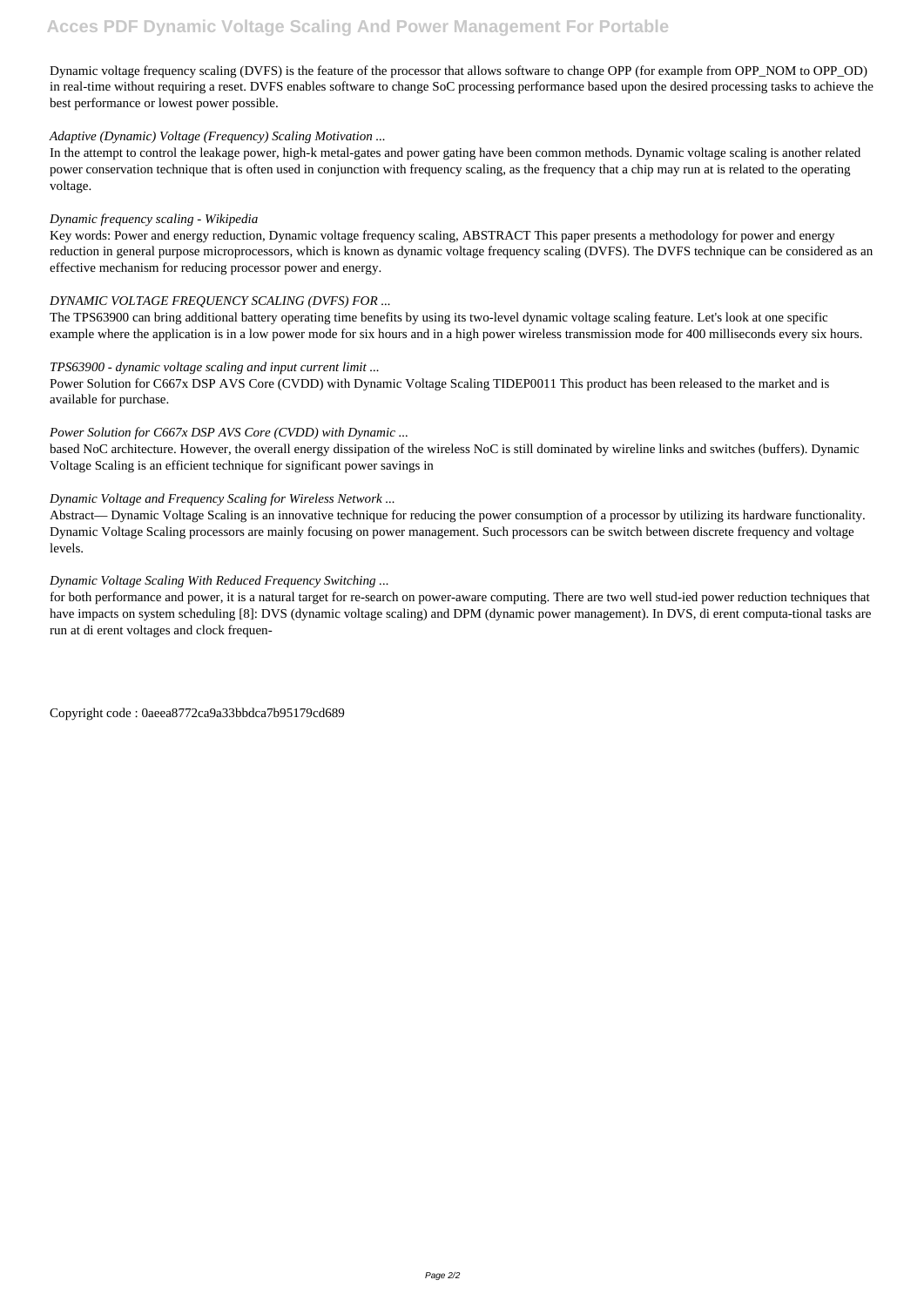Dynamic voltage frequency scaling (DVFS) is the feature of the processor that allows software to change OPP (for example from OPP_NOM to OPP_OD) in real-time without requiring a reset. DVFS enables software to change SoC processing performance based upon the desired processing tasks to achieve the best performance or lowest power possible.

*Adaptive (Dynamic) Voltage (Frequency) Scaling Motivation ...*

In the attempt to control the leakage power, high-k metal-gates and power gating have been common methods. Dynamic voltage scaling is another related power conservation technique that is often used in conjunction with frequency scaling, as the frequency that a chip may run at is related to the operating voltage.

*Dynamic frequency scaling - Wikipedia*

Key words: Power and energy reduction, Dynamic voltage frequency scaling, ABSTRACT This paper presents a methodology for power and energy reduction in general purpose microprocessors, which is known as dynamic voltage frequency scaling (DVFS). The DVFS technique can be considered as an effective mechanism for reducing processor power and energy.

*DYNAMIC VOLTAGE FREQUENCY SCALING (DVFS) FOR ...*

The TPS63900 can bring additional battery operating time benefits by using its two-level dynamic voltage scaling feature. Let's look at one specific example where the application is in a low power mode for six hours and in a high power wireless transmission mode for 400 milliseconds every six hours.

*TPS63900 - dynamic voltage scaling and input current limit ...*

Power Solution for C667x DSP AVS Core (CVDD) with Dynamic Voltage Scaling TIDEP0011 This product has been released to the market and is available for purchase.

*Power Solution for C667x DSP AVS Core (CVDD) with Dynamic ...*

based NoC architecture. However, the overall energy dissipation of the wireless NoC is still dominated by wireline links and switches (buffers). Dynamic Voltage Scaling is an efficient technique for significant power savings in

*Dynamic Voltage and Frequency Scaling for Wireless Network ...*

Abstract— Dynamic Voltage Scaling is an innovative technique for reducing the power consumption of a processor by utilizing its hardware functionality. Dynamic Voltage Scaling processors are mainly focusing on power management. Such processors can be switch between discrete frequency and voltage levels.

*Dynamic Voltage Scaling With Reduced Frequency Switching ...*

for both performance and power, it is a natural target for re-search on power-aware computing. There are two well stud-ied power reduction techniques that have impacts on system scheduling [8]: DVS (dynamic voltage scaling) and DPM (dynamic power management). In DVS, di erent computa-tional tasks are run at di erent voltages and clock frequen-

Copyright code : 0aeea8772ca9a33bbdca7b95179cd689